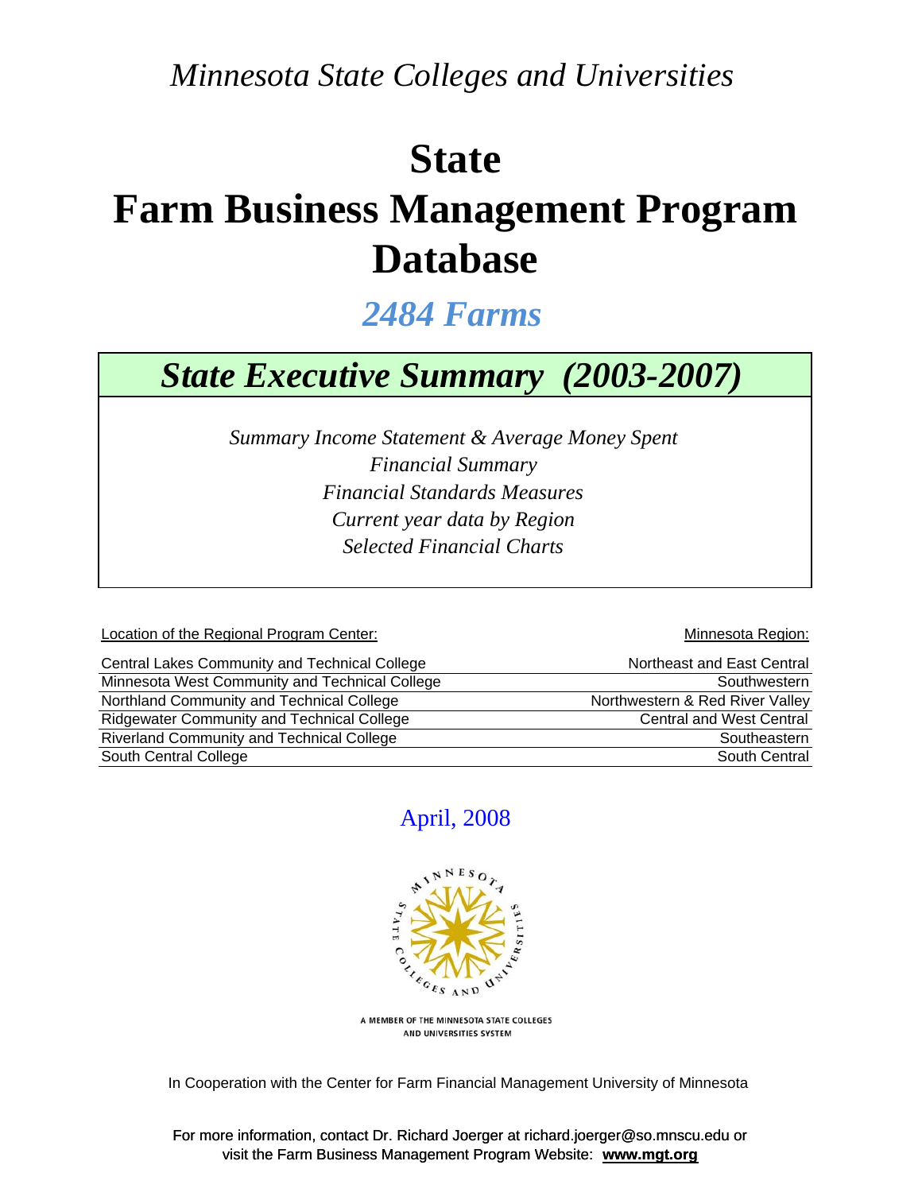*Minnesota State Colleges and Universities*

# State
# Farm Business Management Program
# Database

## *2484 Farms*

## *State Executive Summary (2003-2007)*

*Summary Income Statement & Average Money Spent*
*Financial Summary*
*Financial Standards Measures*
*Current year data by Region*
*Selected Financial Charts*

| Location of the Regional Program Center: | Minnesota Region: |
|---|---|
| Central Lakes Community and Technical College | Northeast and East Central |
| Minnesota West Community and Technical College | Southwestern |
| Northland Community and Technical College | Northwestern & Red River Valley |
| Ridgewater Community and Technical College | Central and West Central |
| Riverland Community and Technical College | Southeastern |
| South Central College | South Central |

April, 2008

A MEMBER OF THE MINNESOTA STATE COLLEGES AND UNIVERSITIES SYSTEM

In Cooperation with the Center for Farm Financial Management University of Minnesota

For more information, contact Dr. Richard Joerger at richard.joerger@so.mnscu.edu or visit the Farm Business Management Program Website: **www.mgt.org**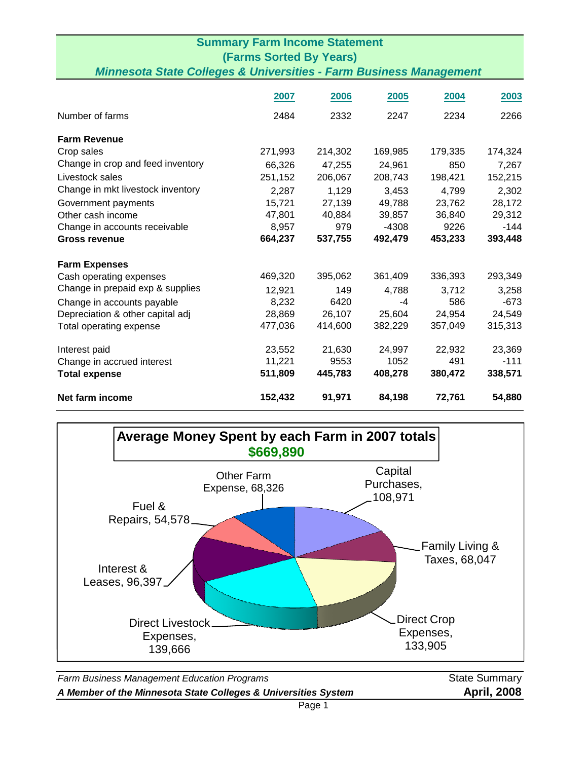## Summary Farm Income Statement
### (Farms Sorted By Years)
### *Minnesota State Colleges & Universities - Farm Business Management*

| | 2007 | 2006 | 2005 | 2004 | 2003 |
|---|---|---|---|---|---|
| Number of farms | 2484 | 2332 | 2247 | 2234 | 2266 |
| **Farm Revenue** | | | | | |
| Crop sales | 271,993 | 214,302 | 169,985 | 179,335 | 174,324 |
| Change in crop and feed inventory | 66,326 | 47,255 | 24,961 | 850 | 7,267 |
| Livestock sales | 251,152 | 206,067 | 208,743 | 198,421 | 152,215 |
| Change in mkt livestock inventory | 2,287 | 1,129 | 3,453 | 4,799 | 2,302 |
| Government payments | 15,721 | 27,139 | 49,788 | 23,762 | 28,172 |
| Other cash income | 47,801 | 40,884 | 39,857 | 36,840 | 29,312 |
| Change in accounts receivable | 8,957 | 979 | -4308 | 9226 | -144 |
| **Gross revenue** | **664,237** | **537,755** | **492,479** | **453,233** | **393,448** |
| **Farm Expenses** | | | | | |
| Cash operating expenses | 469,320 | 395,062 | 361,409 | 336,393 | 293,349 |
| Change in prepaid exp & supplies | 12,921 | 149 | 4,788 | 3,712 | 3,258 |
| Change in accounts payable | 8,232 | 6420 | -4 | 586 | -673 |
| Depreciation & other capital adj | 28,869 | 26,107 | 25,604 | 24,954 | 24,549 |
| Total operating expense | 477,036 | 414,600 | 382,229 | 357,049 | 315,313 |
| Interest paid | 23,552 | 21,630 | 24,997 | 22,932 | 23,369 |
| Change in accrued interest | 11,221 | 9553 | 1052 | 491 | -111 |
| **Total expense** | **511,809** | **445,783** | **408,278** | **380,472** | **338,571** |
| **Net farm income** | **152,432** | **91,971** | **84,198** | **72,761** | **54,880** |

**Average Money Spent by each Farm in 2007 totals $669,890**

- Capital Purchases, 108,971
- Family Living & Taxes, 68,047
- Direct Crop Expenses, 133,905
- Direct Livestock Expenses, 139,666
- Interest & Leases, 96,397
- Fuel & Repairs, 54,578
- Other Farm Expense, 68,326

*Farm Business Management Education Programs* — State Summary

***A Member of the Minnesota State Colleges & Universities System*** — **April, 2008**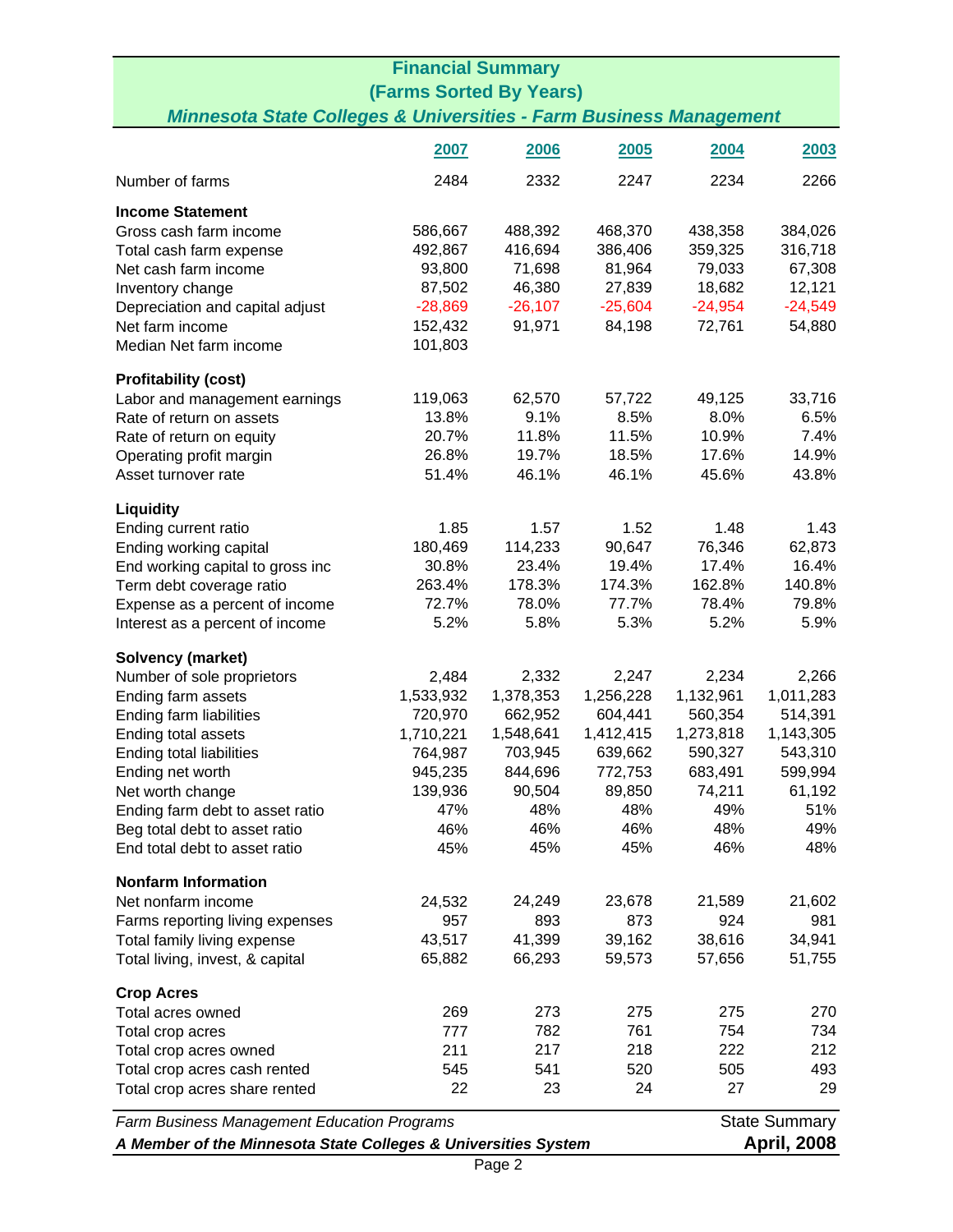# Financial Summary
## (Farms Sorted By Years)
### *Minnesota State Colleges & Universities - Farm Business Management*

| | 2007 | 2006 | 2005 | 2004 | 2003 |
|---|---|---|---|---|---|
| Number of farms | 2484 | 2332 | 2247 | 2234 | 2266 |
| **Income Statement** | | | | | |
| Gross cash farm income | 586,667 | 488,392 | 468,370 | 438,358 | 384,026 |
| Total cash farm expense | 492,867 | 416,694 | 386,406 | 359,325 | 316,718 |
| Net cash farm income | 93,800 | 71,698 | 81,964 | 79,033 | 67,308 |
| Inventory change | 87,502 | 46,380 | 27,839 | 18,682 | 12,121 |
| Depreciation and capital adjust | -28,869 | -26,107 | -25,604 | -24,954 | -24,549 |
| Net farm income | 152,432 | 91,971 | 84,198 | 72,761 | 54,880 |
| Median Net farm income | 101,803 | | | | |
| **Profitability (cost)** | | | | | |
| Labor and management earnings | 119,063 | 62,570 | 57,722 | 49,125 | 33,716 |
| Rate of return on assets | 13.8% | 9.1% | 8.5% | 8.0% | 6.5% |
| Rate of return on equity | 20.7% | 11.8% | 11.5% | 10.9% | 7.4% |
| Operating profit margin | 26.8% | 19.7% | 18.5% | 17.6% | 14.9% |
| Asset turnover rate | 51.4% | 46.1% | 46.1% | 45.6% | 43.8% |
| **Liquidity** | | | | | |
| Ending current ratio | 1.85 | 1.57 | 1.52 | 1.48 | 1.43 |
| Ending working capital | 180,469 | 114,233 | 90,647 | 76,346 | 62,873 |
| End working capital to gross inc | 30.8% | 23.4% | 19.4% | 17.4% | 16.4% |
| Term debt coverage ratio | 263.4% | 178.3% | 174.3% | 162.8% | 140.8% |
| Expense as a percent of income | 72.7% | 78.0% | 77.7% | 78.4% | 79.8% |
| Interest as a percent of income | 5.2% | 5.8% | 5.3% | 5.2% | 5.9% |
| **Solvency (market)** | | | | | |
| Number of sole proprietors | 2,484 | 2,332 | 2,247 | 2,234 | 2,266 |
| Ending farm assets | 1,533,932 | 1,378,353 | 1,256,228 | 1,132,961 | 1,011,283 |
| Ending farm liabilities | 720,970 | 662,952 | 604,441 | 560,354 | 514,391 |
| Ending total assets | 1,710,221 | 1,548,641 | 1,412,415 | 1,273,818 | 1,143,305 |
| Ending total liabilities | 764,987 | 703,945 | 639,662 | 590,327 | 543,310 |
| Ending net worth | 945,235 | 844,696 | 772,753 | 683,491 | 599,994 |
| Net worth change | 139,936 | 90,504 | 89,850 | 74,211 | 61,192 |
| Ending farm debt to asset ratio | 47% | 48% | 48% | 49% | 51% |
| Beg total debt to asset ratio | 46% | 46% | 46% | 48% | 49% |
| End total debt to asset ratio | 45% | 45% | 45% | 46% | 48% |
| **Nonfarm Information** | | | | | |
| Net nonfarm income | 24,532 | 24,249 | 23,678 | 21,589 | 21,602 |
| Farms reporting living expenses | 957 | 893 | 873 | 924 | 981 |
| Total family living expense | 43,517 | 41,399 | 39,162 | 38,616 | 34,941 |
| Total living, invest, & capital | 65,882 | 66,293 | 59,573 | 57,656 | 51,755 |
| **Crop Acres** | | | | | |
| Total acres owned | 269 | 273 | 275 | 275 | 270 |
| Total crop acres | 777 | 782 | 761 | 754 | 734 |
| Total crop acres owned | 211 | 217 | 218 | 222 | 212 |
| Total crop acres cash rented | 545 | 541 | 520 | 505 | 493 |
| Total crop acres share rented | 22 | 23 | 24 | 27 | 29 |

*Farm Business Management Education Programs* — State Summary

***A Member of the Minnesota State Colleges & Universities System*** — **April, 2008**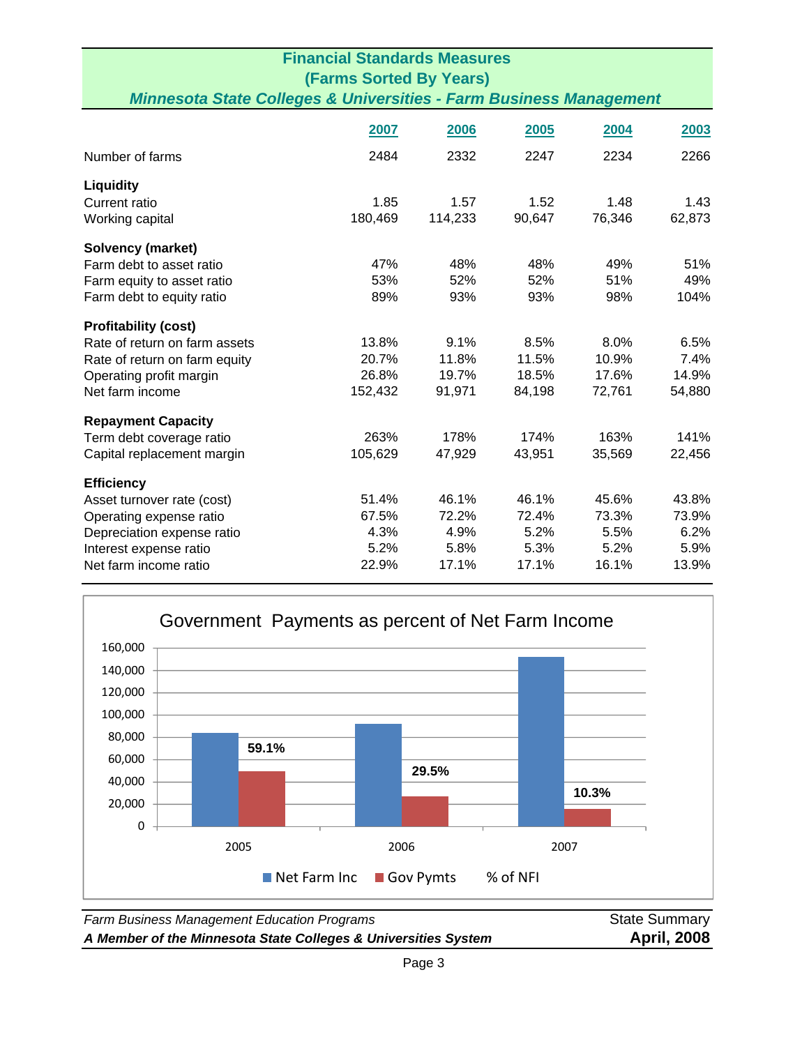# Financial Standards Measures

## (Farms Sorted By Years)

### *Minnesota State Colleges & Universities - Farm Business Management*

| | 2007 | 2006 | 2005 | 2004 | 2003 |
|---|---|---|---|---|---|
| Number of farms | 2484 | 2332 | 2247 | 2234 | 2266 |
| **Liquidity** | | | | | |
| Current ratio | 1.85 | 1.57 | 1.52 | 1.48 | 1.43 |
| Working capital | 180,469 | 114,233 | 90,647 | 76,346 | 62,873 |
| **Solvency (market)** | | | | | |
| Farm debt to asset ratio | 47% | 48% | 48% | 49% | 51% |
| Farm equity to asset ratio | 53% | 52% | 52% | 51% | 49% |
| Farm debt to equity ratio | 89% | 93% | 93% | 98% | 104% |
| **Profitability (cost)** | | | | | |
| Rate of return on farm assets | 13.8% | 9.1% | 8.5% | 8.0% | 6.5% |
| Rate of return on farm equity | 20.7% | 11.8% | 11.5% | 10.9% | 7.4% |
| Operating profit margin | 26.8% | 19.7% | 18.5% | 17.6% | 14.9% |
| Net farm income | 152,432 | 91,971 | 84,198 | 72,761 | 54,880 |
| **Repayment Capacity** | | | | | |
| Term debt coverage ratio | 263% | 178% | 174% | 163% | 141% |
| Capital replacement margin | 105,629 | 47,929 | 43,951 | 35,569 | 22,456 |
| **Efficiency** | | | | | |
| Asset turnover rate (cost) | 51.4% | 46.1% | 46.1% | 45.6% | 43.8% |
| Operating expense ratio | 67.5% | 72.2% | 72.4% | 73.3% | 73.9% |
| Depreciation expense ratio | 4.3% | 4.9% | 5.2% | 5.5% | 6.2% |
| Interest expense ratio | 5.2% | 5.8% | 5.3% | 5.2% | 5.9% |
| Net farm income ratio | 22.9% | 17.1% | 17.1% | 16.1% | 13.9% |

**Government Payments as percent of Net Farm Income**

| | 2005 | 2006 | 2007 |
|---|---|---|---|
| % of NFI | 59.1% | 29.5% | 10.3% |

Legend: Net Farm Inc, Gov Pymts, % of NFI

*Farm Business Management Education Programs* — State Summary

***A Member of the Minnesota State Colleges & Universities System*** — **April, 2008**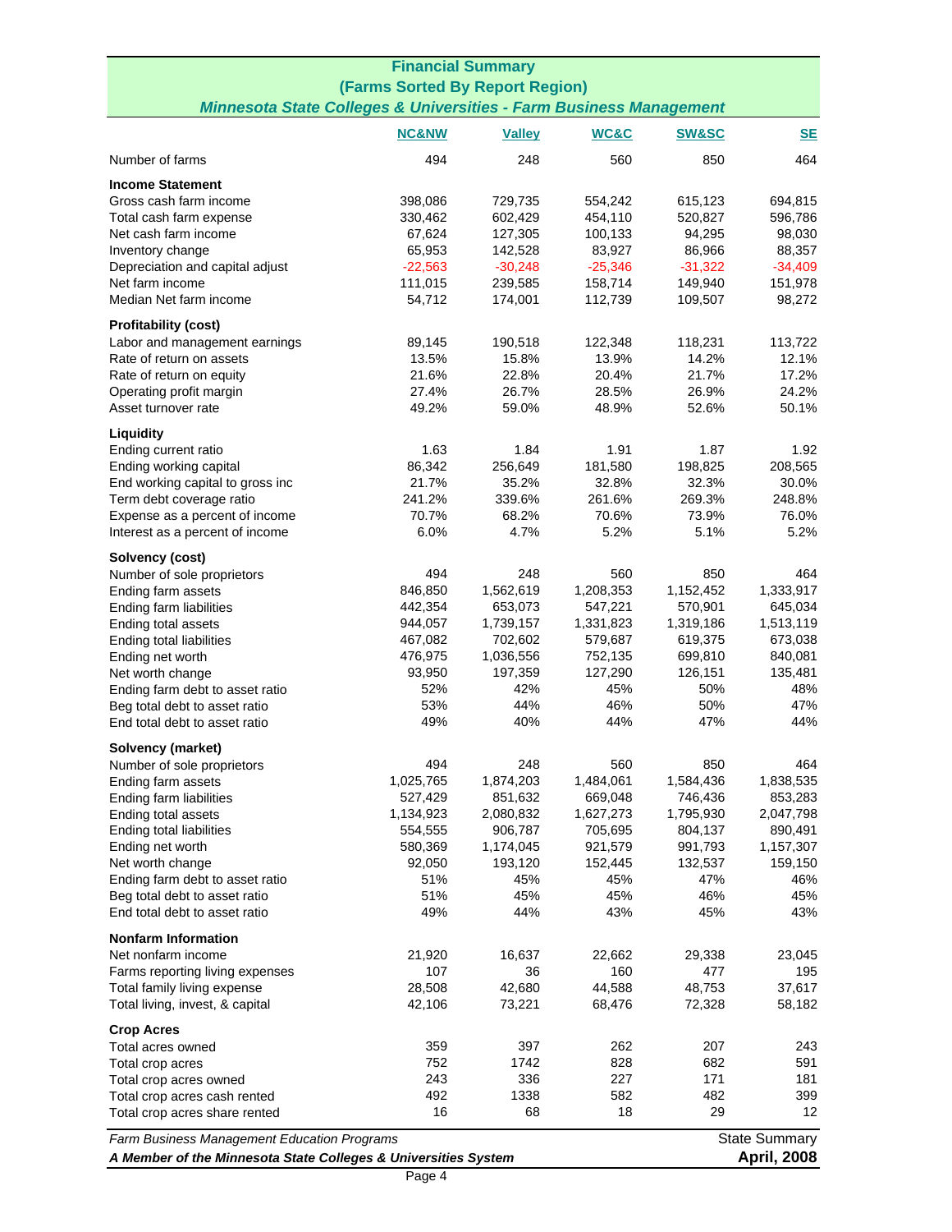# Financial Summary

## (Farms Sorted By Report Region)

### *Minnesota State Colleges & Universities - Farm Business Management*

| | NC&NW | Valley | WC&C | SW&SC | SE |
|---|---|---|---|---|---|
| Number of farms | 494 | 248 | 560 | 850 | 464 |
| **Income Statement** | | | | | |
| Gross cash farm income | 398,086 | 729,735 | 554,242 | 615,123 | 694,815 |
| Total cash farm expense | 330,462 | 602,429 | 454,110 | 520,827 | 596,786 |
| Net cash farm income | 67,624 | 127,305 | 100,133 | 94,295 | 98,030 |
| Inventory change | 65,953 | 142,528 | 83,927 | 86,966 | 88,357 |
| Depreciation and capital adjust | -22,563 | -30,248 | -25,346 | -31,322 | -34,409 |
| Net farm income | 111,015 | 239,585 | 158,714 | 149,940 | 151,978 |
| Median Net farm income | 54,712 | 174,001 | 112,739 | 109,507 | 98,272 |
| **Profitability (cost)** | | | | | |
| Labor and management earnings | 89,145 | 190,518 | 122,348 | 118,231 | 113,722 |
| Rate of return on assets | 13.5% | 15.8% | 13.9% | 14.2% | 12.1% |
| Rate of return on equity | 21.6% | 22.8% | 20.4% | 21.7% | 17.2% |
| Operating profit margin | 27.4% | 26.7% | 28.5% | 26.9% | 24.2% |
| Asset turnover rate | 49.2% | 59.0% | 48.9% | 52.6% | 50.1% |
| **Liquidity** | | | | | |
| Ending current ratio | 1.63 | 1.84 | 1.91 | 1.87 | 1.92 |
| Ending working capital | 86,342 | 256,649 | 181,580 | 198,825 | 208,565 |
| End working capital to gross inc | 21.7% | 35.2% | 32.8% | 32.3% | 30.0% |
| Term debt coverage ratio | 241.2% | 339.6% | 261.6% | 269.3% | 248.8% |
| Expense as a percent of income | 70.7% | 68.2% | 70.6% | 73.9% | 76.0% |
| Interest as a percent of income | 6.0% | 4.7% | 5.2% | 5.1% | 5.2% |
| **Solvency (cost)** | | | | | |
| Number of sole proprietors | 494 | 248 | 560 | 850 | 464 |
| Ending farm assets | 846,850 | 1,562,619 | 1,208,353 | 1,152,452 | 1,333,917 |
| Ending farm liabilities | 442,354 | 653,073 | 547,221 | 570,901 | 645,034 |
| Ending total assets | 944,057 | 1,739,157 | 1,331,823 | 1,319,186 | 1,513,119 |
| Ending total liabilities | 467,082 | 702,602 | 579,687 | 619,375 | 673,038 |
| Ending net worth | 476,975 | 1,036,556 | 752,135 | 699,810 | 840,081 |
| Net worth change | 93,950 | 197,359 | 127,290 | 126,151 | 135,481 |
| Ending farm debt to asset ratio | 52% | 42% | 45% | 50% | 48% |
| Beg total debt to asset ratio | 53% | 44% | 46% | 50% | 47% |
| End total debt to asset ratio | 49% | 40% | 44% | 47% | 44% |
| **Solvency (market)** | | | | | |
| Number of sole proprietors | 494 | 248 | 560 | 850 | 464 |
| Ending farm assets | 1,025,765 | 1,874,203 | 1,484,061 | 1,584,436 | 1,838,535 |
| Ending farm liabilities | 527,429 | 851,632 | 669,048 | 746,436 | 853,283 |
| Ending total assets | 1,134,923 | 2,080,832 | 1,627,273 | 1,795,930 | 2,047,798 |
| Ending total liabilities | 554,555 | 906,787 | 705,695 | 804,137 | 890,491 |
| Ending net worth | 580,369 | 1,174,045 | 921,579 | 991,793 | 1,157,307 |
| Net worth change | 92,050 | 193,120 | 152,445 | 132,537 | 159,150 |
| Ending farm debt to asset ratio | 51% | 45% | 45% | 47% | 46% |
| Beg total debt to asset ratio | 51% | 45% | 45% | 46% | 45% |
| End total debt to asset ratio | 49% | 44% | 43% | 45% | 43% |
| **Nonfarm Information** | | | | | |
| Net nonfarm income | 21,920 | 16,637 | 22,662 | 29,338 | 23,045 |
| Farms reporting living expenses | 107 | 36 | 160 | 477 | 195 |
| Total family living expense | 28,508 | 42,680 | 44,588 | 48,753 | 37,617 |
| Total living, invest, & capital | 42,106 | 73,221 | 68,476 | 72,328 | 58,182 |
| **Crop Acres** | | | | | |
| Total acres owned | 359 | 397 | 262 | 207 | 243 |
| Total crop acres | 752 | 1742 | 828 | 682 | 591 |
| Total crop acres owned | 243 | 336 | 227 | 171 | 181 |
| Total crop acres cash rented | 492 | 1338 | 582 | 482 | 399 |
| Total crop acres share rented | 16 | 68 | 18 | 29 | 12 |

*Farm Business Management Education Programs* — State Summary

***A Member of the Minnesota State Colleges & Universities System*** — **April, 2008**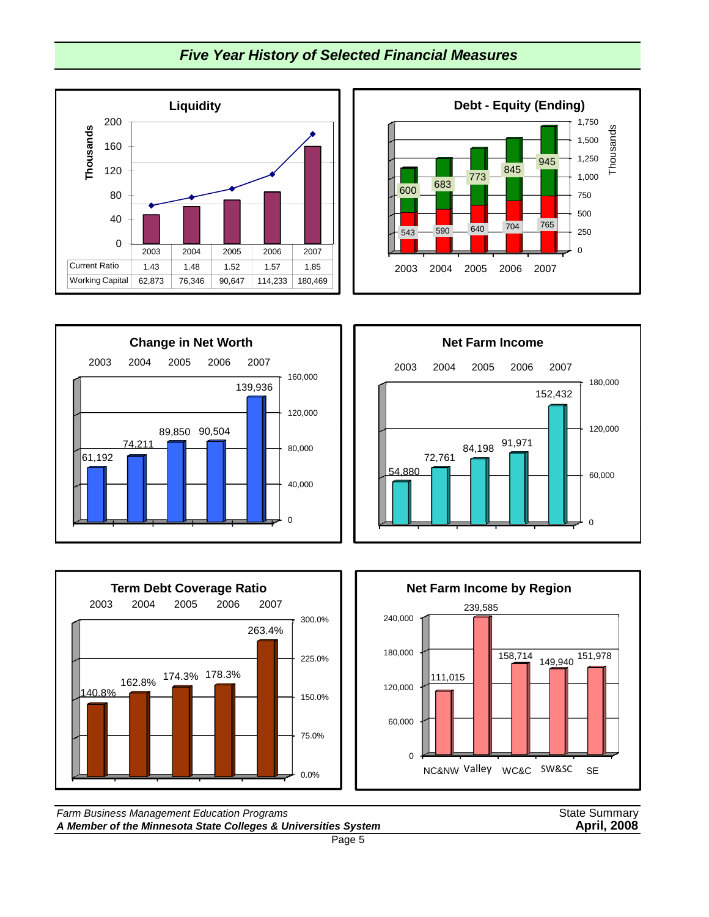## *Five Year History of Selected Financial Measures*

**Liquidity**

Thousands

200
160
120
80
40
0

| | 2003 | 2004 | 2005 | 2006 | 2007 |
|---|---|---|---|---|---|
| Current Ratio | 1.43 | 1.48 | 1.52 | 1.57 | 1.85 |
| Working Capital | 62,873 | 76,346 | 90,647 | 114,233 | 180,469 |

**Debt - Equity (Ending)**

Thousands

1,750
1,500
1,250
1,000
750
500
250
0

600
683
773
845
945

543
590
640
704
765

2003 2004 2005 2006 2007

**Change in Net Worth**

2003 2004 2005 2006 2007

160,000
120,000
80,000
40,000
0

61,192
74,211
89,850
90,504
139,936

**Net Farm Income**

2003 2004 2005 2006 2007

180,000
120,000
60,000
0

54,880
72,761
84,198
91,971
152,432

**Term Debt Coverage Ratio**

2003 2004 2005 2006 2007

300.0%
225.0%
150.0%
75.0%
0.0%

140.8%
162.8%
174.3%
178.3%
263.4%

**Net Farm Income by Region**

240,000
180,000
120,000
60,000
0

111,015
239,585
158,714
149,940
151,978

NC&NW Valley WC&C SW&SC SE

*Farm Business Management Education Programs*
***A Member of the Minnesota State Colleges & Universities System***

State Summary
**April, 2008**